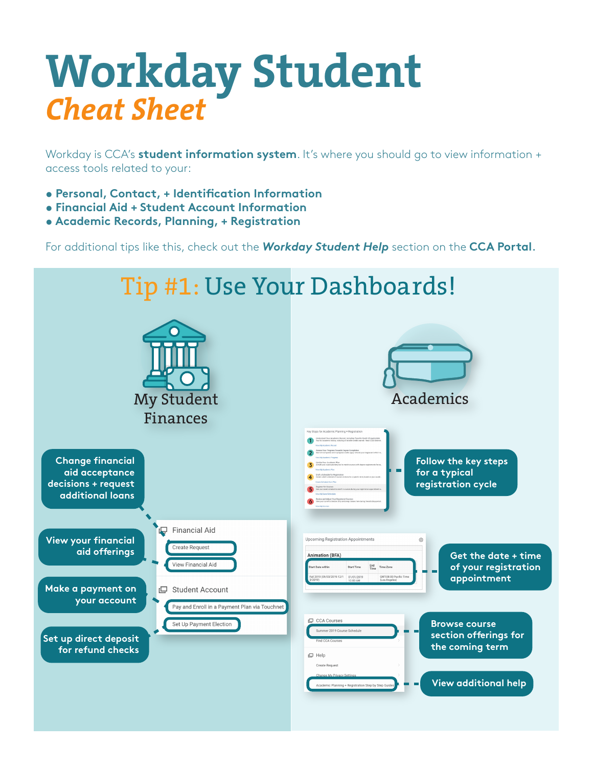# Workday Student

## *Cheat Sheet*

Workday is CCA's **student information system**. It's where you should go to view information + access tools related to your:

- **Personal, Contact, + Identification Information**
- **Financial Aid + Student Account Information**
- **Academic Records, Planning, + Registration**

For additional tips like this, check out the ***Workday Student Help*** section on the **CCA Portal**.

## Tip #1: Use Your Dashboards!

### My Student Finances

Financial Aid
- Create Request
- View Financial Aid

Student Account
- Pay and Enroll in a Payment Plan via Touchnet
- Set Up Payment Election

**Change financial aid acceptance decisions + request additional loans** (Create Request)

**View your financial aid offerings** (View Financial Aid)

**Make a payment on your account** (Pay and Enroll in a Payment Plan via Touchnet)

**Set up direct deposit for refund checks** (Set Up Payment Election)

### Academics

Key Steps for Academic Planning + Registration

**Follow the key steps for a typical registration cycle**

Upcoming Registration Appointments

Animation (BFA)

| Start Date within | Start Time | End Time | Time Zone |
|---|---|---|---|
| Fall 2019 (09/03/2019-12/13/2019) | 01/01/2019 12:00 AM | | GMT-08:00 Pacific Time (Los Angeles) |

**Get the date + time of your registration appointment**

CCA Courses
- Summer 2019 Course Schedule
- Find CCA Courses

Help
- Create Request
- Change My Privacy Settings
- Academic Planning + Registration Step by Step Guides

**Browse course section offerings for the coming term** (Summer 2019 Course Schedule)

**View additional help** (Academic Planning + Registration Step by Step Guides)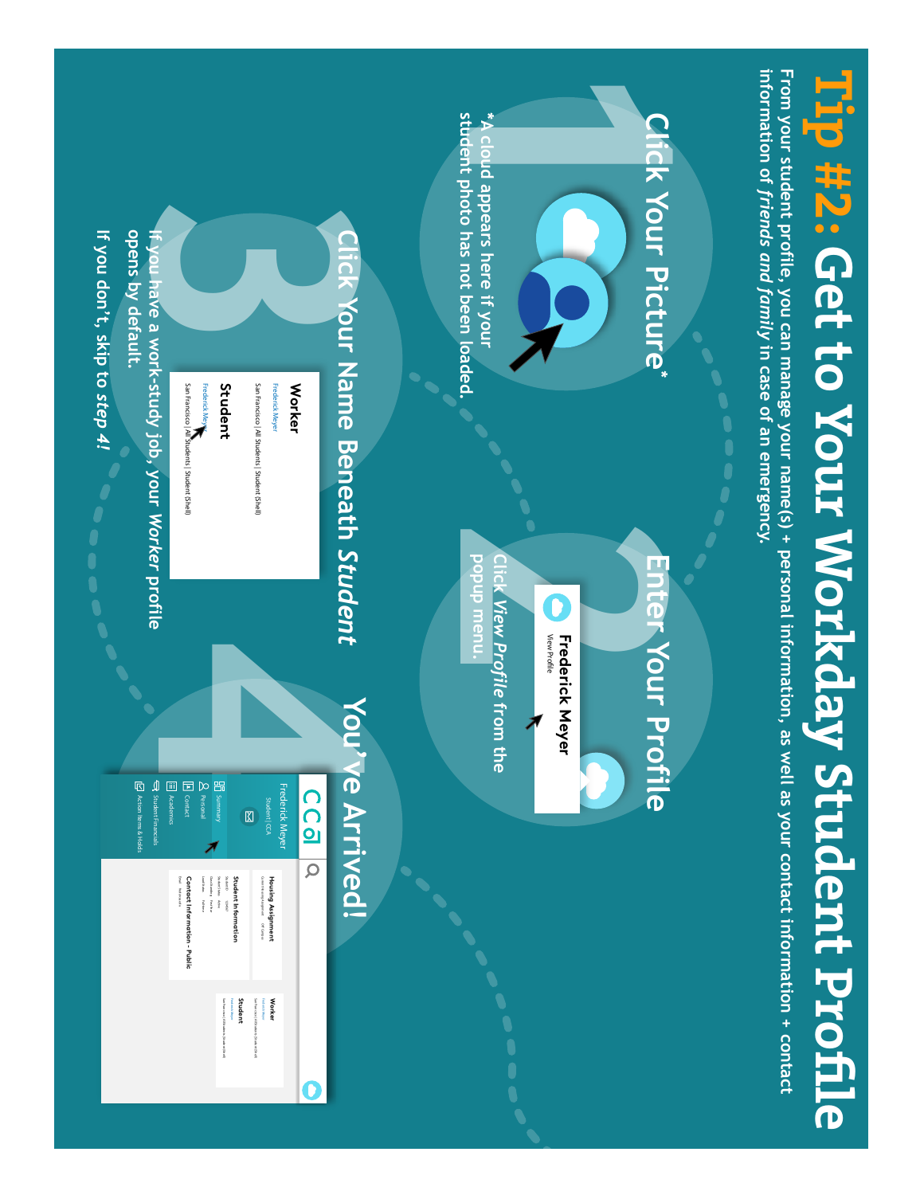# Tip #2: Get to Your Workday Student Profile

From your student profile, you can manage your name(s) + personal information, as well as your contact information + contact information of *friends and family* in case of an emergency.

## 1 Click Your Picture*

*A cloud appears here if your student photo has not been loaded.

## 2 Enter Your Profile

Frederick Meyer
View Profile

Click *View Profile* from the popup menu.

## 3 Click Your Name Beneath *Student*

**Worker**
Frederick Meyer
San Francisco | All Students | Student (Shell)

**Student**
Frederick Meyer
San Francisco | All Students | Student (Shell)

If you have a work-study job, your *Worker* profile opens by default.

If you don't, skip to *step 4!*

## 4 You've Arrived!

CCA

Frederick Meyer
Student | CCA

Summary
Personal
Contact
Academics
Student Financials
Action Items & Holds

Housing Assignment
Student Information
Contact Information - Public
Worker
Student